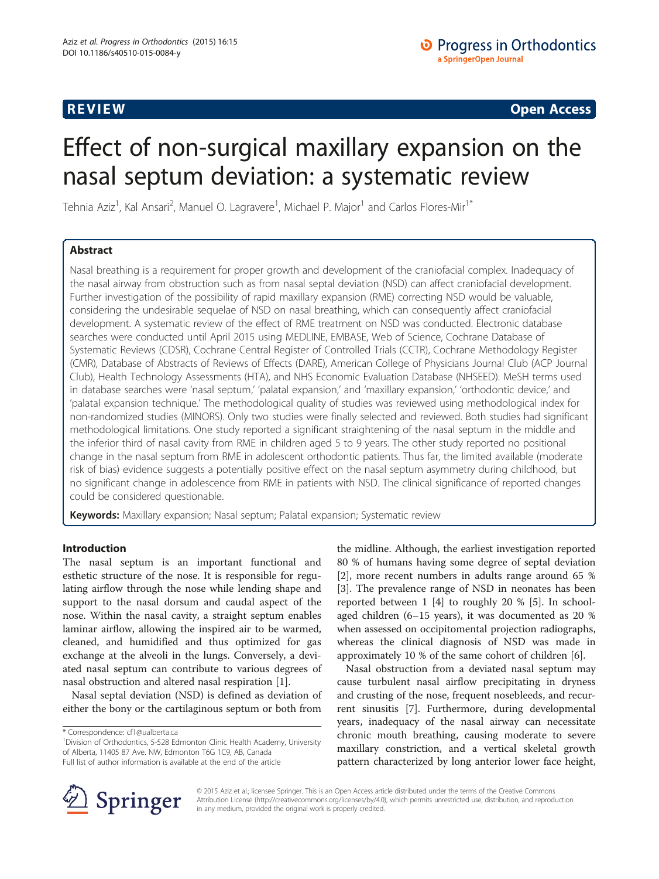**REVIEW** **Open Access**

# Effect of non-surgical maxillary expansion on the nasal septum deviation: a systematic review

Tehnia Aziz[1], Kal Ansari[2], Manuel O. Lagravere[1], Michael P. Major[1] and Carlos Flores-Mir[1*]

## Abstract

Nasal breathing is a requirement for proper growth and development of the craniofacial complex. Inadequacy of the nasal airway from obstruction such as from nasal septal deviation (NSD) can affect craniofacial development. Further investigation of the possibility of rapid maxillary expansion (RME) correcting NSD would be valuable, considering the undesirable sequelae of NSD on nasal breathing, which can consequently affect craniofacial development. A systematic review of the effect of RME treatment on NSD was conducted. Electronic database searches were conducted until April 2015 using MEDLINE, EMBASE, Web of Science, Cochrane Database of Systematic Reviews (CDSR), Cochrane Central Register of Controlled Trials (CCTR), Cochrane Methodology Register (CMR), Database of Abstracts of Reviews of Effects (DARE), American College of Physicians Journal Club (ACP Journal Club), Health Technology Assessments (HTA), and NHS Economic Evaluation Database (NHSEED). MeSH terms used in database searches were 'nasal septum,' 'palatal expansion,' and 'maxillary expansion,' 'orthodontic device,' and 'palatal expansion technique.' The methodological quality of studies was reviewed using methodological index for non-randomized studies (MINORS). Only two studies were finally selected and reviewed. Both studies had significant methodological limitations. One study reported a significant straightening of the nasal septum in the middle and the inferior third of nasal cavity from RME in children aged 5 to 9 years. The other study reported no positional change in the nasal septum from RME in adolescent orthodontic patients. Thus far, the limited available (moderate risk of bias) evidence suggests a potentially positive effect on the nasal septum asymmetry during childhood, but no significant change in adolescence from RME in patients with NSD. The clinical significance of reported changes could be considered questionable.

**Keywords:** Maxillary expansion; Nasal septum; Palatal expansion; Systematic review

## Introduction

The nasal septum is an important functional and esthetic structure of the nose. It is responsible for regulating airflow through the nose while lending shape and support to the nasal dorsum and caudal aspect of the nose. Within the nasal cavity, a straight septum enables laminar airflow, allowing the inspired air to be warmed, cleaned, and humidified and thus optimized for gas exchange at the alveoli in the lungs. Conversely, a deviated nasal septum can contribute to various degrees of nasal obstruction and altered nasal respiration [1].

Nasal septal deviation (NSD) is defined as deviation of either the bony or the cartilaginous septum or both from the midline. Although, the earliest investigation reported 80 % of humans having some degree of septal deviation [2], more recent numbers in adults range around 65 % [3]. The prevalence range of NSD in neonates has been reported between 1 [4] to roughly 20 % [5]. In school-aged children (6–15 years), it was documented as 20 % when assessed on occipitomental projection radiographs, whereas the clinical diagnosis of NSD was made in approximately 10 % of the same cohort of children [6].

Nasal obstruction from a deviated nasal septum may cause turbulent nasal airflow precipitating in dryness and crusting of the nose, frequent nosebleeds, and recurrent sinusitis [7]. Furthermore, during developmental years, inadequacy of the nasal airway can necessitate chronic mouth breathing, causing moderate to severe maxillary constriction, and a vertical skeletal growth pattern characterized by long anterior lower face height,

\* Correspondence: cf1@ualberta.ca
[1]Division of Orthodontics, 5-528 Edmonton Clinic Health Academy, University of Alberta, 11405 87 Ave. NW, Edmonton T6G 1C9, AB, Canada
Full list of author information is available at the end of the article

© 2015 Aziz et al.; licensee Springer. This is an Open Access article distributed under the terms of the Creative Commons Attribution License (http://creativecommons.org/licenses/by/4.0), which permits unrestricted use, distribution, and reproduction in any medium, provided the original work is properly credited.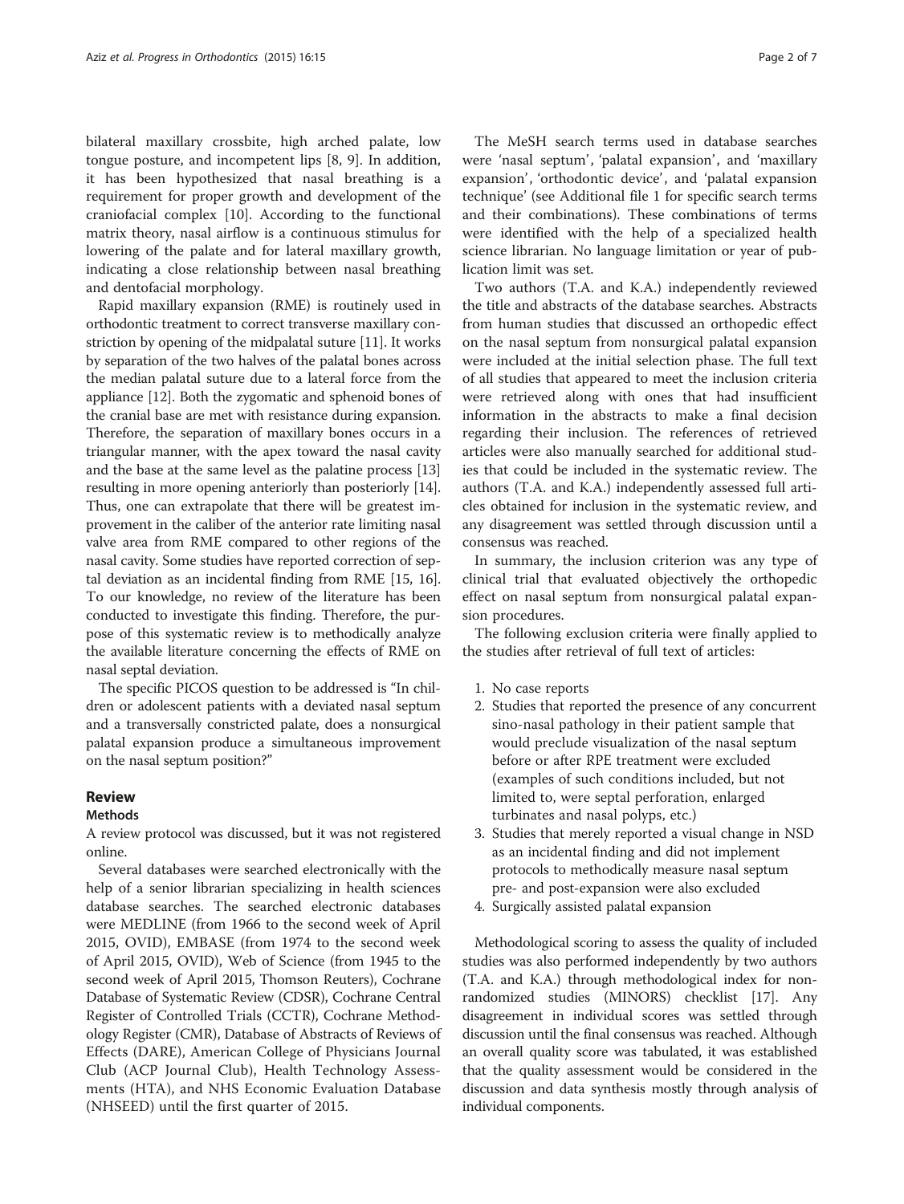bilateral maxillary crossbite, high arched palate, low tongue posture, and incompetent lips [8, 9]. In addition, it has been hypothesized that nasal breathing is a requirement for proper growth and development of the craniofacial complex [10]. According to the functional matrix theory, nasal airflow is a continuous stimulus for lowering of the palate and for lateral maxillary growth, indicating a close relationship between nasal breathing and dentofacial morphology.

Rapid maxillary expansion (RME) is routinely used in orthodontic treatment to correct transverse maxillary constriction by opening of the midpalatal suture [11]. It works by separation of the two halves of the palatal bones across the median palatal suture due to a lateral force from the appliance [12]. Both the zygomatic and sphenoid bones of the cranial base are met with resistance during expansion. Therefore, the separation of maxillary bones occurs in a triangular manner, with the apex toward the nasal cavity and the base at the same level as the palatine process [13] resulting in more opening anteriorly than posteriorly [14]. Thus, one can extrapolate that there will be greatest improvement in the caliber of the anterior rate limiting nasal valve area from RME compared to other regions of the nasal cavity. Some studies have reported correction of septal deviation as an incidental finding from RME [15, 16]. To our knowledge, no review of the literature has been conducted to investigate this finding. Therefore, the purpose of this systematic review is to methodically analyze the available literature concerning the effects of RME on nasal septal deviation.

The specific PICOS question to be addressed is "In children or adolescent patients with a deviated nasal septum and a transversally constricted palate, does a nonsurgical palatal expansion produce a simultaneous improvement on the nasal septum position?"

## Review

### Methods

A review protocol was discussed, but it was not registered online.

Several databases were searched electronically with the help of a senior librarian specializing in health sciences database searches. The searched electronic databases were MEDLINE (from 1966 to the second week of April 2015, OVID), EMBASE (from 1974 to the second week of April 2015, OVID), Web of Science (from 1945 to the second week of April 2015, Thomson Reuters), Cochrane Database of Systematic Review (CDSR), Cochrane Central Register of Controlled Trials (CCTR), Cochrane Methodology Register (CMR), Database of Abstracts of Reviews of Effects (DARE), American College of Physicians Journal Club (ACP Journal Club), Health Technology Assessments (HTA), and NHS Economic Evaluation Database (NHSEED) until the first quarter of 2015.

The MeSH search terms used in database searches were 'nasal septum', 'palatal expansion', and 'maxillary expansion', 'orthodontic device', and 'palatal expansion technique' (see Additional file 1 for specific search terms and their combinations). These combinations of terms were identified with the help of a specialized health science librarian. No language limitation or year of publication limit was set.

Two authors (T.A. and K.A.) independently reviewed the title and abstracts of the database searches. Abstracts from human studies that discussed an orthopedic effect on the nasal septum from nonsurgical palatal expansion were included at the initial selection phase. The full text of all studies that appeared to meet the inclusion criteria were retrieved along with ones that had insufficient information in the abstracts to make a final decision regarding their inclusion. The references of retrieved articles were also manually searched for additional studies that could be included in the systematic review. The authors (T.A. and K.A.) independently assessed full articles obtained for inclusion in the systematic review, and any disagreement was settled through discussion until a consensus was reached.

In summary, the inclusion criterion was any type of clinical trial that evaluated objectively the orthopedic effect on nasal septum from nonsurgical palatal expansion procedures.

The following exclusion criteria were finally applied to the studies after retrieval of full text of articles:

1. No case reports
2. Studies that reported the presence of any concurrent sino-nasal pathology in their patient sample that would preclude visualization of the nasal septum before or after RPE treatment were excluded (examples of such conditions included, but not limited to, were septal perforation, enlarged turbinates and nasal polyps, etc.)
3. Studies that merely reported a visual change in NSD as an incidental finding and did not implement protocols to methodically measure nasal septum pre- and post-expansion were also excluded
4. Surgically assisted palatal expansion

Methodological scoring to assess the quality of included studies was also performed independently by two authors (T.A. and K.A.) through methodological index for non-randomized studies (MINORS) checklist [17]. Any disagreement in individual scores was settled through discussion until the final consensus was reached. Although an overall quality score was tabulated, it was established that the quality assessment would be considered in the discussion and data synthesis mostly through analysis of individual components.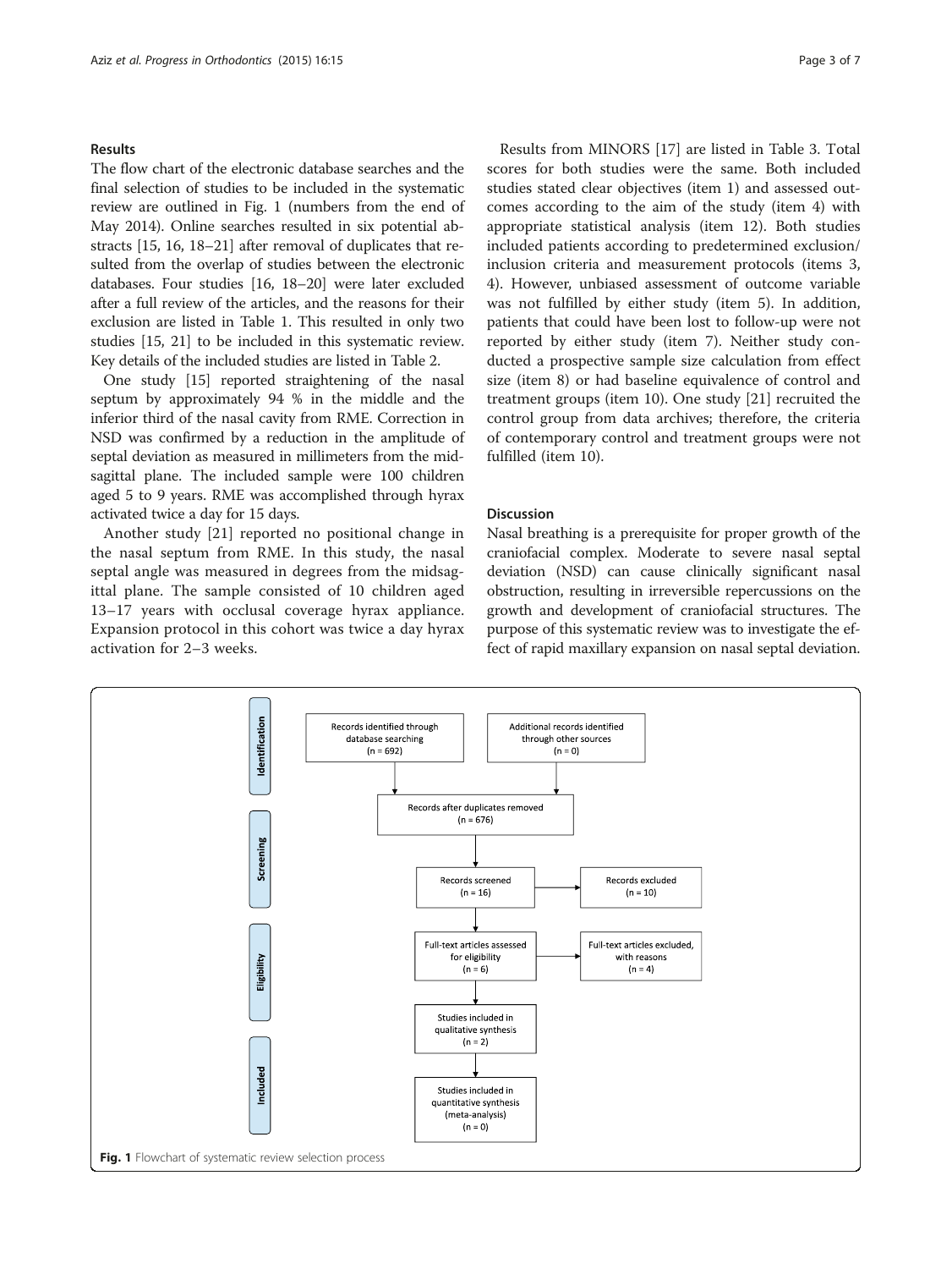## Results

The flow chart of the electronic database searches and the final selection of studies to be included in the systematic review are outlined in Fig. 1 (numbers from the end of May 2014). Online searches resulted in six potential abstracts [15, 16, 18–21] after removal of duplicates that resulted from the overlap of studies between the electronic databases. Four studies [16, 18–20] were later excluded after a full review of the articles, and the reasons for their exclusion are listed in Table 1. This resulted in only two studies [15, 21] to be included in this systematic review. Key details of the included studies are listed in Table 2.

One study [15] reported straightening of the nasal septum by approximately 94 % in the middle and the inferior third of the nasal cavity from RME. Correction in NSD was confirmed by a reduction in the amplitude of septal deviation as measured in millimeters from the midsagittal plane. The included sample were 100 children aged 5 to 9 years. RME was accomplished through hyrax activated twice a day for 15 days.

Another study [21] reported no positional change in the nasal septum from RME. In this study, the nasal septal angle was measured in degrees from the midsagittal plane. The sample consisted of 10 children aged 13–17 years with occlusal coverage hyrax appliance. Expansion protocol in this cohort was twice a day hyrax activation for 2–3 weeks.

Results from MINORS [17] are listed in Table 3. Total scores for both studies were the same. Both included studies stated clear objectives (item 1) and assessed outcomes according to the aim of the study (item 4) with appropriate statistical analysis (item 12). Both studies included patients according to predetermined exclusion/inclusion criteria and measurement protocols (items 3, 4). However, unbiased assessment of outcome variable was not fulfilled by either study (item 5). In addition, patients that could have been lost to follow-up were not reported by either study (item 7). Neither study conducted a prospective sample size calculation from effect size (item 8) or had baseline equivalence of control and treatment groups (item 10). One study [21] recruited the control group from data archives; therefore, the criteria of contemporary control and treatment groups were not fulfilled (item 10).

## Discussion

Nasal breathing is a prerequisite for proper growth of the craniofacial complex. Moderate to severe nasal septal deviation (NSD) can cause clinically significant nasal obstruction, resulting in irreversible repercussions on the growth and development of craniofacial structures. The purpose of this systematic review was to investigate the effect of rapid maxillary expansion on nasal septal deviation.

Identification

Records identified through database searching (n = 692)

Additional records identified through other sources (n = 0)

Records after duplicates removed (n = 676)

Screening

Records screened (n = 16)

Records excluded (n = 10)

Eligibility

Full-text articles assessed for eligibility (n = 6)

Full-text articles excluded, with reasons (n = 4)

Included

Studies included in qualitative synthesis (n = 2)

Studies included in quantitative synthesis (meta-analysis) (n = 0)

**Fig. 1** Flowchart of systematic review selection process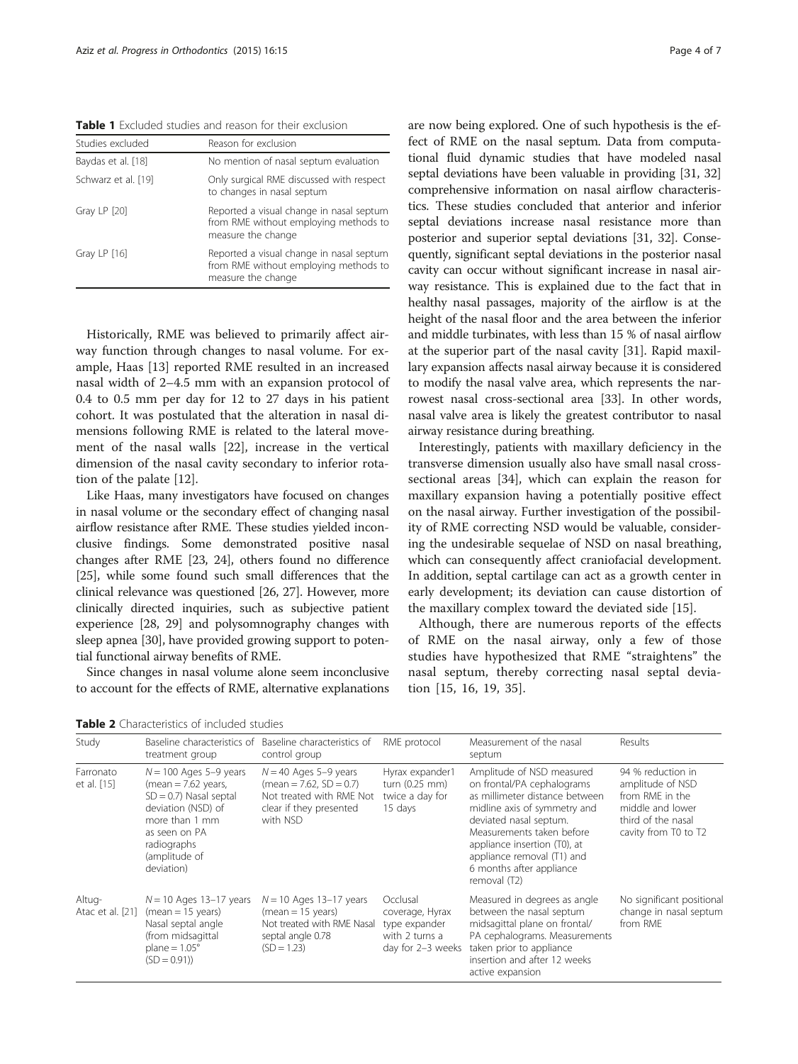**Table 1** Excluded studies and reason for their exclusion

| Studies excluded | Reason for exclusion |
| --- | --- |
| Baydas et al. [18] | No mention of nasal septum evaluation |
| Schwarz et al. [19] | Only surgical RME discussed with respect to changes in nasal septum |
| Gray LP [20] | Reported a visual change in nasal septum from RME without employing methods to measure the change |
| Gray LP [16] | Reported a visual change in nasal septum from RME without employing methods to measure the change |

Historically, RME was believed to primarily affect airway function through changes to nasal volume. For example, Haas [13] reported RME resulted in an increased nasal width of 2–4.5 mm with an expansion protocol of 0.4 to 0.5 mm per day for 12 to 27 days in his patient cohort. It was postulated that the alteration in nasal dimensions following RME is related to the lateral movement of the nasal walls [22], increase in the vertical dimension of the nasal cavity secondary to inferior rotation of the palate [12].

Like Haas, many investigators have focused on changes in nasal volume or the secondary effect of changing nasal airflow resistance after RME. These studies yielded inconclusive findings. Some demonstrated positive nasal changes after RME [23, 24], others found no difference [25], while some found such small differences that the clinical relevance was questioned [26, 27]. However, more clinically directed inquiries, such as subjective patient experience [28, 29] and polysomnography changes with sleep apnea [30], have provided growing support to potential functional airway benefits of RME.

Since changes in nasal volume alone seem inconclusive to account for the effects of RME, alternative explanations are now being explored. One of such hypothesis is the effect of RME on the nasal septum. Data from computational fluid dynamic studies that have modeled nasal septal deviations have been valuable in providing [31, 32] comprehensive information on nasal airflow characteristics. These studies concluded that anterior and inferior septal deviations increase nasal resistance more than posterior and superior septal deviations [31, 32]. Consequently, significant septal deviations in the posterior nasal cavity can occur without significant increase in nasal airway resistance. This is explained due to the fact that in healthy nasal passages, majority of the airflow is at the height of the nasal floor and the area between the inferior and middle turbinates, with less than 15 % of nasal airflow at the superior part of the nasal cavity [31]. Rapid maxillary expansion affects nasal airway because it is considered to modify the nasal valve area, which represents the narrowest nasal cross-sectional area [33]. In other words, nasal valve area is likely the greatest contributor to nasal airway resistance during breathing.

Interestingly, patients with maxillary deficiency in the transverse dimension usually also have small nasal cross-sectional areas [34], which can explain the reason for maxillary expansion having a potentially positive effect on the nasal airway. Further investigation of the possibility of RME correcting NSD would be valuable, considering the undesirable sequelae of NSD on nasal breathing, which can consequently affect craniofacial development. In addition, septal cartilage can act as a growth center in early development; its deviation can cause distortion of the maxillary complex toward the deviated side [15].

Although, there are numerous reports of the effects of RME on the nasal airway, only a few of those studies have hypothesized that RME "straightens" the nasal septum, thereby correcting nasal septal deviation [15, 16, 19, 35].

**Table 2** Characteristics of included studies

| Study | Baseline characteristics of treatment group | Baseline characteristics of control group | RME protocol | Measurement of the nasal septum | Results |
| --- | --- | --- | --- | --- | --- |
| Farronato et al. [15] | $N = 100$ Ages 5–9 years (mean = 7.62 years, SD = 0.7) Nasal septal deviation (NSD) of more than 1 mm as seen on PA radiographs (amplitude of deviation) | $N = 40$ Ages 5–9 years (mean = 7.62, SD = 0.7) Not treated with RME Not clear if they presented with NSD | Hyrax expander1 turn (0.25 mm) twice a day for 15 days | Amplitude of NSD measured on frontal/PA cephalograms as millimeter distance between midline axis of symmetry and deviated nasal septum. Measurements taken before appliance insertion (T0), at appliance removal (T1) and 6 months after appliance removal (T2) | 94 % reduction in amplitude of NSD from RME in the middle and lower third of the nasal cavity from T0 to T2 |
| Altug-Atac et al. [21] | $N = 10$ Ages 13–17 years (mean = 15 years) Nasal septal angle (from midsagittal plane = 1.05° (SD = 0.91)) | $N = 10$ Ages 13–17 years (mean = 15 years) Not treated with RME Nasal septal angle 0.78 (SD = 1.23) | Occlusal coverage, Hyrax type expander with 2 turns a day for 2–3 weeks | Measured in degrees as angle between the nasal septum midsagittal plane on frontal/PA cephalograms. Measurements taken prior to appliance insertion and after 12 weeks active expansion | No significant positional change in nasal septum from RME |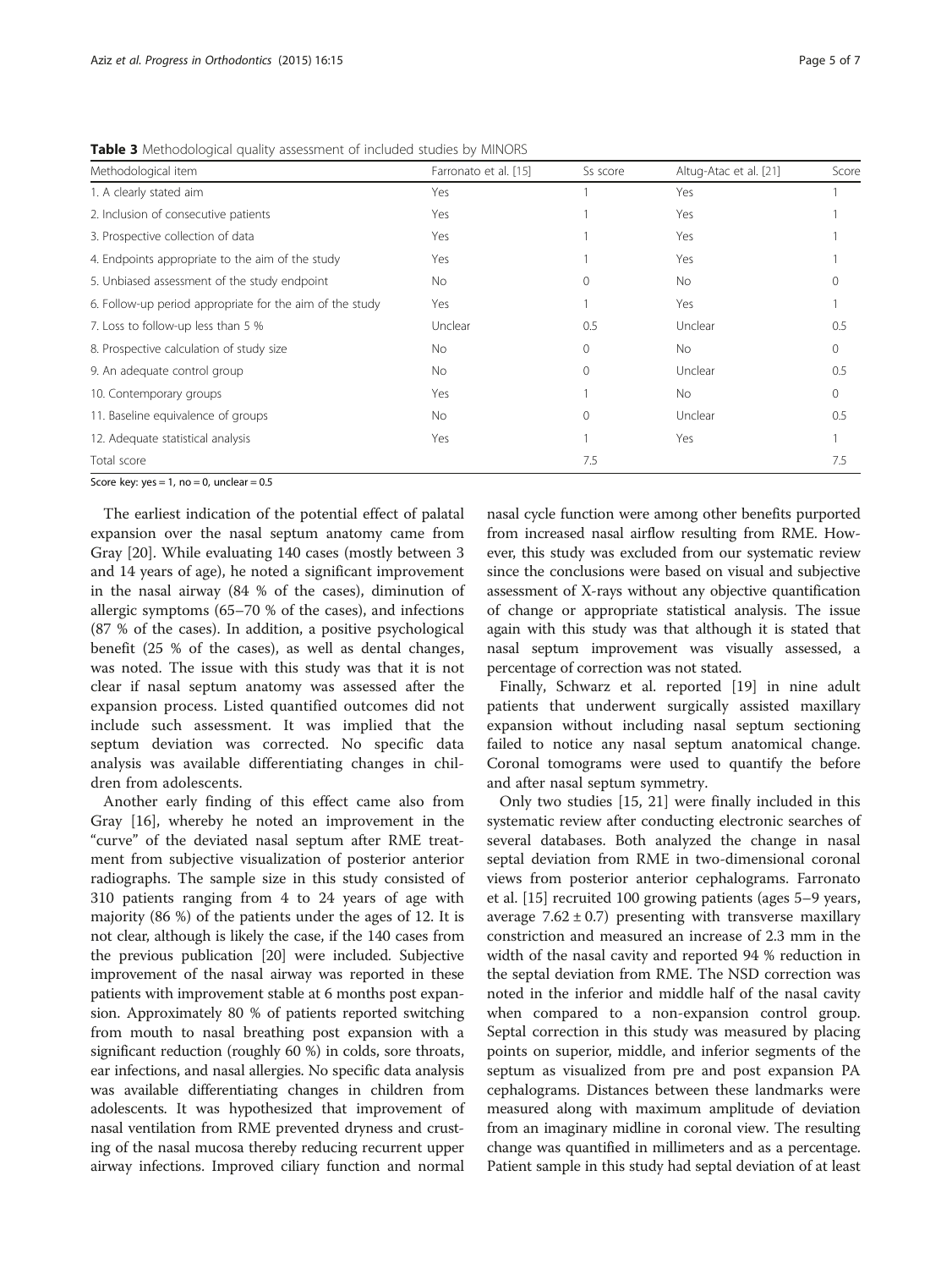**Table 3** Methodological quality assessment of included studies by MINORS

| Methodological item | Farronato et al. [15] | Ss score | Altug-Atac et al. [21] | Score |
|---|---|---|---|---|
| 1. A clearly stated aim | Yes | 1 | Yes | 1 |
| 2. Inclusion of consecutive patients | Yes | 1 | Yes | 1 |
| 3. Prospective collection of data | Yes | 1 | Yes | 1 |
| 4. Endpoints appropriate to the aim of the study | Yes | 1 | Yes | 1 |
| 5. Unbiased assessment of the study endpoint | No | 0 | No | 0 |
| 6. Follow-up period appropriate for the aim of the study | Yes | 1 | Yes | 1 |
| 7. Loss to follow-up less than 5 % | Unclear | 0.5 | Unclear | 0.5 |
| 8. Prospective calculation of study size | No | 0 | No | 0 |
| 9. An adequate control group | No | 0 | Unclear | 0.5 |
| 10. Contemporary groups | Yes | 1 | No | 0 |
| 11. Baseline equivalence of groups | No | 0 | Unclear | 0.5 |
| 12. Adequate statistical analysis | Yes | 1 | Yes | 1 |
| Total score | | 7.5 | | 7.5 |

Score key: yes = 1, no = 0, unclear = 0.5

The earliest indication of the potential effect of palatal expansion over the nasal septum anatomy came from Gray [20]. While evaluating 140 cases (mostly between 3 and 14 years of age), he noted a significant improvement in the nasal airway (84 % of the cases), diminution of allergic symptoms (65–70 % of the cases), and infections (87 % of the cases). In addition, a positive psychological benefit (25 % of the cases), as well as dental changes, was noted. The issue with this study was that it is not clear if nasal septum anatomy was assessed after the expansion process. Listed quantified outcomes did not include such assessment. It was implied that the septum deviation was corrected. No specific data analysis was available differentiating changes in children from adolescents.

Another early finding of this effect came also from Gray [16], whereby he noted an improvement in the "curve" of the deviated nasal septum after RME treatment from subjective visualization of posterior anterior radiographs. The sample size in this study consisted of 310 patients ranging from 4 to 24 years of age with majority (86 %) of the patients under the ages of 12. It is not clear, although is likely the case, if the 140 cases from the previous publication [20] were included. Subjective improvement of the nasal airway was reported in these patients with improvement stable at 6 months post expansion. Approximately 80 % of patients reported switching from mouth to nasal breathing post expansion with a significant reduction (roughly 60 %) in colds, sore throats, ear infections, and nasal allergies. No specific data analysis was available differentiating changes in children from adolescents. It was hypothesized that improvement of nasal ventilation from RME prevented dryness and crusting of the nasal mucosa thereby reducing recurrent upper airway infections. Improved ciliary function and normal nasal cycle function were among other benefits purported from increased nasal airflow resulting from RME. However, this study was excluded from our systematic review since the conclusions were based on visual and subjective assessment of X-rays without any objective quantification of change or appropriate statistical analysis. The issue again with this study was that although it is stated that nasal septum improvement was visually assessed, a percentage of correction was not stated.

Finally, Schwarz et al. reported [19] in nine adult patients that underwent surgically assisted maxillary expansion without including nasal septum sectioning failed to notice any nasal septum anatomical change. Coronal tomograms were used to quantify the before and after nasal septum symmetry.

Only two studies [15, 21] were finally included in this systematic review after conducting electronic searches of several databases. Both analyzed the change in nasal septal deviation from RME in two-dimensional coronal views from posterior anterior cephalograms. Farronato et al. [15] recruited 100 growing patients (ages 5–9 years, average $7.62 \pm 0.7$) presenting with transverse maxillary constriction and measured an increase of 2.3 mm in the width of the nasal cavity and reported 94 % reduction in the septal deviation from RME. The NSD correction was noted in the inferior and middle half of the nasal cavity when compared to a non-expansion control group. Septal correction in this study was measured by placing points on superior, middle, and inferior segments of the septum as visualized from pre and post expansion PA cephalograms. Distances between these landmarks were measured along with maximum amplitude of deviation from an imaginary midline in coronal view. The resulting change was quantified in millimeters and as a percentage. Patient sample in this study had septal deviation of at least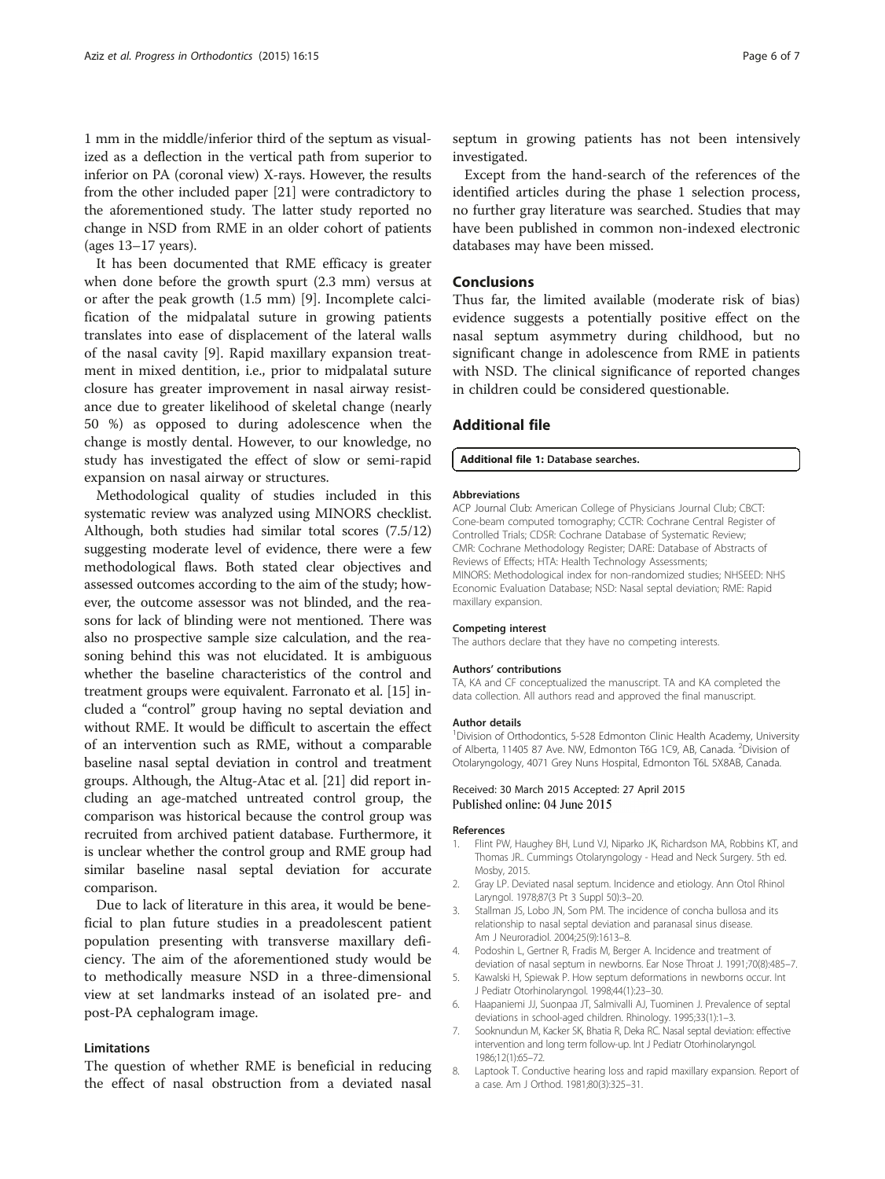1 mm in the middle/inferior third of the septum as visualized as a deflection in the vertical path from superior to inferior on PA (coronal view) X-rays. However, the results from the other included paper [21] were contradictory to the aforementioned study. The latter study reported no change in NSD from RME in an older cohort of patients (ages 13–17 years).

It has been documented that RME efficacy is greater when done before the growth spurt (2.3 mm) versus at or after the peak growth (1.5 mm) [9]. Incomplete calcification of the midpalatal suture in growing patients translates into ease of displacement of the lateral walls of the nasal cavity [9]. Rapid maxillary expansion treatment in mixed dentition, i.e., prior to midpalatal suture closure has greater improvement in nasal airway resistance due to greater likelihood of skeletal change (nearly 50 %) as opposed to during adolescence when the change is mostly dental. However, to our knowledge, no study has investigated the effect of slow or semi-rapid expansion on nasal airway or structures.

Methodological quality of studies included in this systematic review was analyzed using MINORS checklist. Although, both studies had similar total scores (7.5/12) suggesting moderate level of evidence, there were a few methodological flaws. Both stated clear objectives and assessed outcomes according to the aim of the study; however, the outcome assessor was not blinded, and the reasons for lack of blinding were not mentioned. There was also no prospective sample size calculation, and the reasoning behind this was not elucidated. It is ambiguous whether the baseline characteristics of the control and treatment groups were equivalent. Farronato et al. [15] included a "control" group having no septal deviation and without RME. It would be difficult to ascertain the effect of an intervention such as RME, without a comparable baseline nasal septal deviation in control and treatment groups. Although, the Altug-Atac et al. [21] did report including an age-matched untreated control group, the comparison was historical because the control group was recruited from archived patient database. Furthermore, it is unclear whether the control group and RME group had similar baseline nasal septal deviation for accurate comparison.

Due to lack of literature in this area, it would be beneficial to plan future studies in a preadolescent patient population presenting with transverse maxillary deficiency. The aim of the aforementioned study would be to methodically measure NSD in a three-dimensional view at set landmarks instead of an isolated pre- and post-PA cephalogram image.

### Limitations

The question of whether RME is beneficial in reducing the effect of nasal obstruction from a deviated nasal septum in growing patients has not been intensively investigated.

Except from the hand-search of the references of the identified articles during the phase 1 selection process, no further gray literature was searched. Studies that may have been published in common non-indexed electronic databases may have been missed.

## Conclusions

Thus far, the limited available (moderate risk of bias) evidence suggests a potentially positive effect on the nasal septum asymmetry during childhood, but no significant change in adolescence from RME in patients with NSD. The clinical significance of reported changes in children could be considered questionable.

## Additional file

**Additional file 1: Database searches.**

#### Abbreviations

ACP Journal Club: American College of Physicians Journal Club; CBCT: Cone-beam computed tomography; CCTR: Cochrane Central Register of Controlled Trials; CDSR: Cochrane Database of Systematic Review; CMR: Cochrane Methodology Register; DARE: Database of Abstracts of Reviews of Effects; HTA: Health Technology Assessments; MINORS: Methodological index for non-randomized studies; NHSEED: NHS Economic Evaluation Database; NSD: Nasal septal deviation; RME: Rapid maxillary expansion.

#### Competing interest

The authors declare that they have no competing interests.

#### Authors' contributions

TA, KA and CF conceptualized the manuscript. TA and KA completed the data collection. All authors read and approved the final manuscript.

#### Author details

[1]Division of Orthodontics, 5-528 Edmonton Clinic Health Academy, University of Alberta, 11405 87 Ave. NW, Edmonton T6G 1C9, AB, Canada. [2]Division of Otolaryngology, 4071 Grey Nuns Hospital, Edmonton T6L 5X8AB, Canada.

Received: 30 March 2015 Accepted: 27 April 2015
Published online: 04 June 2015

#### References

1. Flint PW, Haughey BH, Lund VJ, Niparko JK, Richardson MA, Robbins KT, and Thomas JR.. Cummings Otolaryngology - Head and Neck Surgery. 5th ed. Mosby, 2015.
2. Gray LP. Deviated nasal septum. Incidence and etiology. Ann Otol Rhinol Laryngol. 1978;87(3 Pt 3 Suppl 50):3–20.
3. Stallman JS, Lobo JN, Som PM. The incidence of concha bullosa and its relationship to nasal septal deviation and paranasal sinus disease. Am J Neuroradiol. 2004;25(9):1613–8.
4. Podoshin L, Gertner R, Fradis M, Berger A. Incidence and treatment of deviation of nasal septum in newborns. Ear Nose Throat J. 1991;70(8):485–7.
5. Kawalski H, Spiewak P. How septum deformations in newborns occur. Int J Pediatr Otorhinolaryngol. 1998;44(1):23–30.
6. Haapaniemi JJ, Suonpaa JT, Salmivalli AJ, Tuominen J. Prevalence of septal deviations in school-aged children. Rhinology. 1995;33(1):1–3.
7. Sooknundun M, Kacker SK, Bhatia R, Deka RC. Nasal septal deviation: effective intervention and long term follow-up. Int J Pediatr Otorhinolaryngol. 1986;12(1):65–72.
8. Laptook T. Conductive hearing loss and rapid maxillary expansion. Report of a case. Am J Orthod. 1981;80(3):325–31.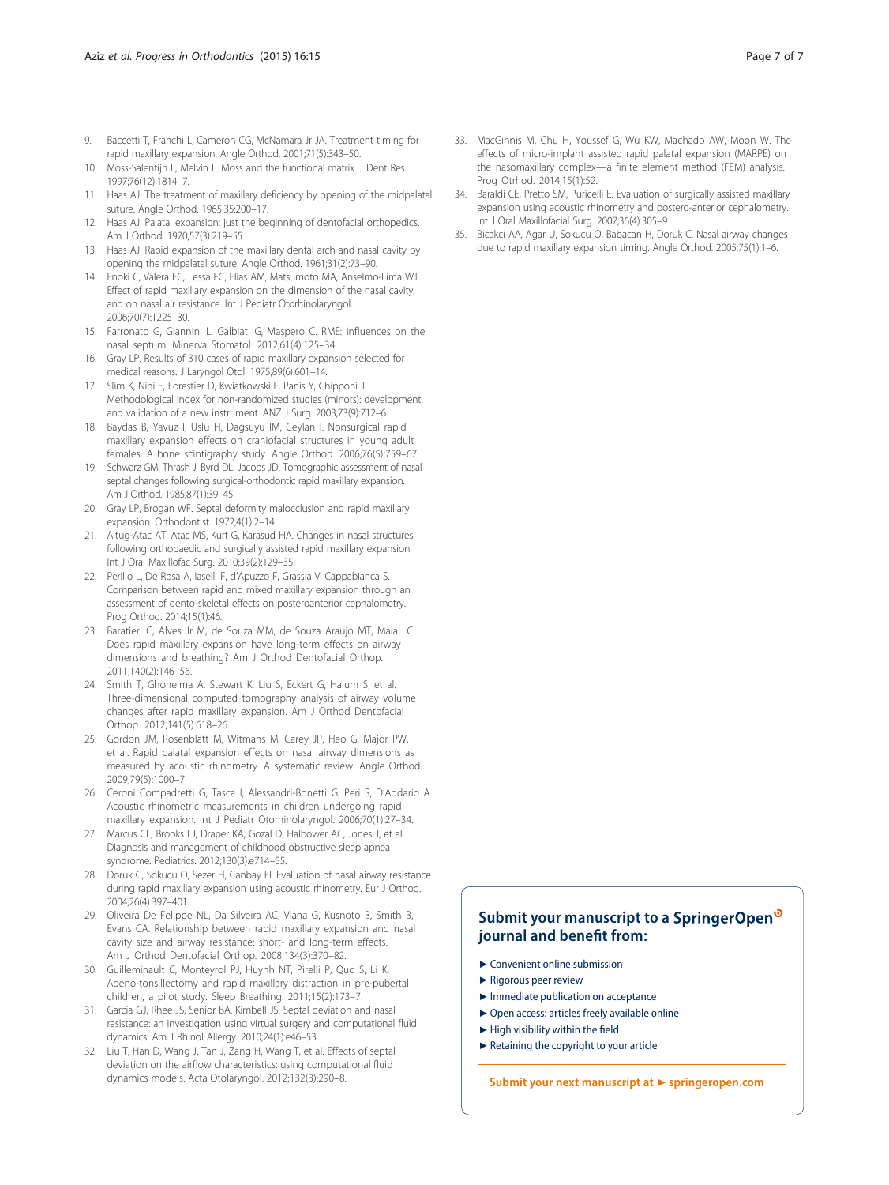9. Baccetti T, Franchi L, Cameron CG, McNamara Jr JA. Treatment timing for rapid maxillary expansion. Angle Orthod. 2001;71(5):343–50.
10. Moss-Salentijn L, Melvin L. Moss and the functional matrix. J Dent Res. 1997;76(12):1814–7.
11. Haas AJ. The treatment of maxillary deficiency by opening of the midpalatal suture. Angle Orthod. 1965;35:200–17.
12. Haas AJ. Palatal expansion: just the beginning of dentofacial orthopedics. Am J Orthod. 1970;57(3):219–55.
13. Haas AJ. Rapid expansion of the maxillary dental arch and nasal cavity by opening the midpalatal suture. Angle Orthod. 1961;31(2):73–90.
14. Enoki C, Valera FC, Lessa FC, Elias AM, Matsumoto MA, Anselmo-Lima WT. Effect of rapid maxillary expansion on the dimension of the nasal cavity and on nasal air resistance. Int J Pediatr Otorhinolaryngol. 2006;70(7):1225–30.
15. Farronato G, Giannini L, Galbiati G, Maspero C. RME: influences on the nasal septum. Minerva Stomatol. 2012;61(4):125–34.
16. Gray LP. Results of 310 cases of rapid maxillary expansion selected for medical reasons. J Laryngol Otol. 1975;89(6):601–14.
17. Slim K, Nini E, Forestier D, Kwiatkowski F, Panis Y, Chipponi J. Methodological index for non-randomized studies (minors): development and validation of a new instrument. ANZ J Surg. 2003;73(9):712–6.
18. Baydas B, Yavuz I, Uslu H, Dagsuyu IM, Ceylan I. Nonsurgical rapid maxillary expansion effects on craniofacial structures in young adult females. A bone scintigraphy study. Angle Orthod. 2006;76(5):759–67.
19. Schwarz GM, Thrash J, Byrd DL, Jacobs JD. Tomographic assessment of nasal septal changes following surgical-orthodontic rapid maxillary expansion. Am J Orthod. 1985;87(1):39–45.
20. Gray LP, Brogan WF. Septal deformity malocclusion and rapid maxillary expansion. Orthodontist. 1972;4(1):2–14.
21. Altug-Atac AT, Atac MS, Kurt G, Karasud HA. Changes in nasal structures following orthopaedic and surgically assisted rapid maxillary expansion. Int J Oral Maxillofac Surg. 2010;39(2):129–35.
22. Perillo L, De Rosa A, Iaselli F, d'Apuzzo F, Grassia V, Cappabianca S. Comparison between rapid and mixed maxillary expansion through an assessment of dento-skeletal effects on posteroanterior cephalometry. Prog Orthod. 2014;15(1):46.
23. Baratieri C, Alves Jr M, de Souza MM, de Souza Araujo MT, Maia LC. Does rapid maxillary expansion have long-term effects on airway dimensions and breathing? Am J Orthod Dentofacial Orthop. 2011;140(2):146–56.
24. Smith T, Ghoneima A, Stewart K, Liu S, Eckert G, Halum S, et al. Three-dimensional computed tomography analysis of airway volume changes after rapid maxillary expansion. Am J Orthod Dentofacial Orthop. 2012;141(5):618–26.
25. Gordon JM, Rosenblatt M, Witmans M, Carey JP, Heo G, Major PW, et al. Rapid palatal expansion effects on nasal airway dimensions as measured by acoustic rhinometry. A systematic review. Angle Orthod. 2009;79(5):1000–7.
26. Ceroni Compadretti G, Tasca I, Alessandri-Bonetti G, Peri S, D'Addario A. Acoustic rhinometric measurements in children undergoing rapid maxillary expansion. Int J Pediatr Otorhinolaryngol. 2006;70(1):27–34.
27. Marcus CL, Brooks LJ, Draper KA, Gozal D, Halbower AC, Jones J, et al. Diagnosis and management of childhood obstructive sleep apnea syndrome. Pediatrics. 2012;130(3):e714–55.
28. Doruk C, Sokucu O, Sezer H, Canbay EI. Evaluation of nasal airway resistance during rapid maxillary expansion using acoustic rhinometry. Eur J Orthod. 2004;26(4):397–401.
29. Oliveira De Felippe NL, Da Silveira AC, Viana G, Kusnoto B, Smith B, Evans CA. Relationship between rapid maxillary expansion and nasal cavity size and airway resistance: short- and long-term effects. Am J Orthod Dentofacial Orthop. 2008;134(3):370–82.
30. Guilleminault C, Monteyrol PJ, Huynh NT, Pirelli P, Quo S, Li K. Adeno-tonsillectomy and rapid maxillary distraction in pre-pubertal children, a pilot study. Sleep Breathing. 2011;15(2):173–7.
31. Garcia GJ, Rhee JS, Senior BA, Kimbell JS. Septal deviation and nasal resistance: an investigation using virtual surgery and computational fluid dynamics. Am J Rhinol Allergy. 2010;24(1):e46–53.
32. Liu T, Han D, Wang J, Tan J, Zang H, Wang T, et al. Effects of septal deviation on the airflow characteristics: using computational fluid dynamics models. Acta Otolaryngol. 2012;132(3):290–8.
33. MacGinnis M, Chu H, Youssef G, Wu KW, Machado AW, Moon W. The effects of micro-implant assisted rapid palatal expansion (MARPE) on the nasomaxillary complex—a finite element method (FEM) analysis. Prog Otrhod. 2014;15(1):52.
34. Baraldi CE, Pretto SM, Puricelli E. Evaluation of surgically assisted maxillary expansion using acoustic rhinometry and postero-anterior cephalometry. Int J Oral Maxillofacial Surg. 2007;36(4):305–9.
35. Bicakci AA, Agar U, Sokucu O, Babacan H, Doruk C. Nasal airway changes due to rapid maxillary expansion timing. Angle Orthod. 2005;75(1):1–6.

**Submit your manuscript to a SpringerOpen journal and benefit from:**

- ► Convenient online submission
- ► Rigorous peer review
- ► Immediate publication on acceptance
- ► Open access: articles freely available online
- ► High visibility within the field
- ► Retaining the copyright to your article

**Submit your next manuscript at ► springeropen.com**